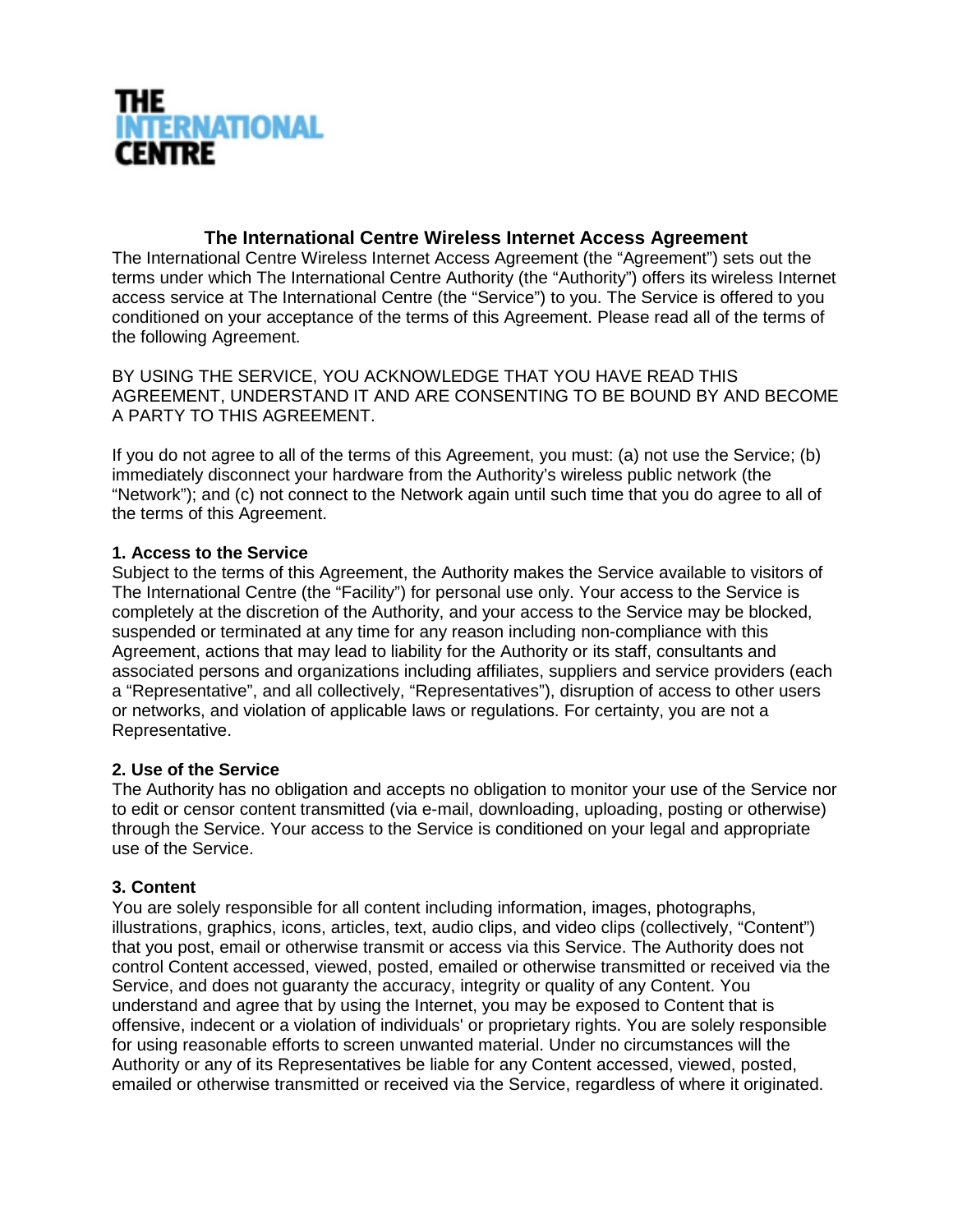THE
INTERNATIONAL
CENTRE

# The International Centre Wireless Internet Access Agreement

The International Centre Wireless Internet Access Agreement (the "Agreement") sets out the terms under which The International Centre Authority (the "Authority") offers its wireless Internet access service at The International Centre (the "Service") to you. The Service is offered to you conditioned on your acceptance of the terms of this Agreement. Please read all of the terms of the following Agreement.

BY USING THE SERVICE, YOU ACKNOWLEDGE THAT YOU HAVE READ THIS AGREEMENT, UNDERSTAND IT AND ARE CONSENTING TO BE BOUND BY AND BECOME A PARTY TO THIS AGREEMENT.

If you do not agree to all of the terms of this Agreement, you must: (a) not use the Service; (b) immediately disconnect your hardware from the Authority's wireless public network (the "Network"); and (c) not connect to the Network again until such time that you do agree to all of the terms of this Agreement.

**1. Access to the Service**

Subject to the terms of this Agreement, the Authority makes the Service available to visitors of The International Centre (the "Facility") for personal use only. Your access to the Service is completely at the discretion of the Authority, and your access to the Service may be blocked, suspended or terminated at any time for any reason including non-compliance with this Agreement, actions that may lead to liability for the Authority or its staff, consultants and associated persons and organizations including affiliates, suppliers and service providers (each a "Representative", and all collectively, "Representatives"), disruption of access to other users or networks, and violation of applicable laws or regulations. For certainty, you are not a Representative.

**2. Use of the Service**

The Authority has no obligation and accepts no obligation to monitor your use of the Service nor to edit or censor content transmitted (via e-mail, downloading, uploading, posting or otherwise) through the Service. Your access to the Service is conditioned on your legal and appropriate use of the Service.

**3. Content**

You are solely responsible for all content including information, images, photographs, illustrations, graphics, icons, articles, text, audio clips, and video clips (collectively, "Content") that you post, email or otherwise transmit or access via this Service. The Authority does not control Content accessed, viewed, posted, emailed or otherwise transmitted or received via the Service, and does not guaranty the accuracy, integrity or quality of any Content. You understand and agree that by using the Internet, you may be exposed to Content that is offensive, indecent or a violation of individuals' or proprietary rights. You are solely responsible for using reasonable efforts to screen unwanted material. Under no circumstances will the Authority or any of its Representatives be liable for any Content accessed, viewed, posted, emailed or otherwise transmitted or received via the Service, regardless of where it originated.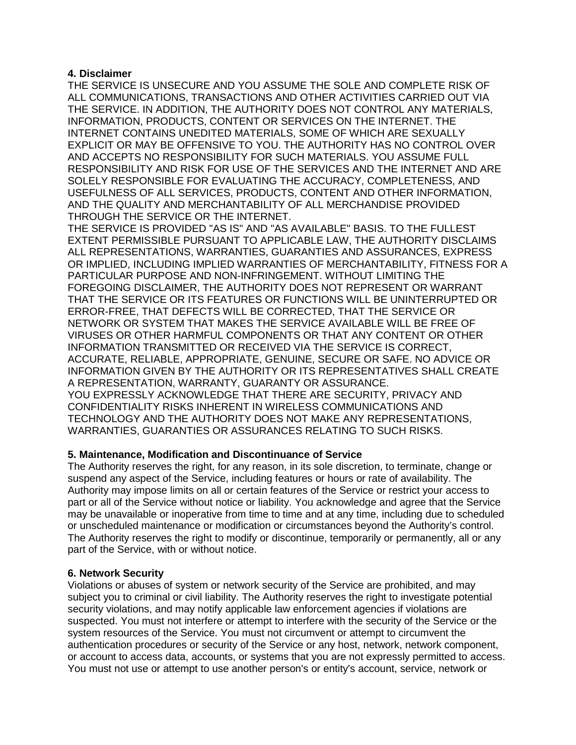**4. Disclaimer**

THE SERVICE IS UNSECURE AND YOU ASSUME THE SOLE AND COMPLETE RISK OF ALL COMMUNICATIONS, TRANSACTIONS AND OTHER ACTIVITIES CARRIED OUT VIA THE SERVICE. IN ADDITION, THE AUTHORITY DOES NOT CONTROL ANY MATERIALS, INFORMATION, PRODUCTS, CONTENT OR SERVICES ON THE INTERNET. THE INTERNET CONTAINS UNEDITED MATERIALS, SOME OF WHICH ARE SEXUALLY EXPLICIT OR MAY BE OFFENSIVE TO YOU. THE AUTHORITY HAS NO CONTROL OVER AND ACCEPTS NO RESPONSIBILITY FOR SUCH MATERIALS. YOU ASSUME FULL RESPONSIBILITY AND RISK FOR USE OF THE SERVICES AND THE INTERNET AND ARE SOLELY RESPONSIBLE FOR EVALUATING THE ACCURACY, COMPLETENESS, AND USEFULNESS OF ALL SERVICES, PRODUCTS, CONTENT AND OTHER INFORMATION, AND THE QUALITY AND MERCHANTABILITY OF ALL MERCHANDISE PROVIDED THROUGH THE SERVICE OR THE INTERNET.

THE SERVICE IS PROVIDED "AS IS" AND "AS AVAILABLE" BASIS. TO THE FULLEST EXTENT PERMISSIBLE PURSUANT TO APPLICABLE LAW, THE AUTHORITY DISCLAIMS ALL REPRESENTATIONS, WARRANTIES, GUARANTIES AND ASSURANCES, EXPRESS OR IMPLIED, INCLUDING IMPLIED WARRANTIES OF MERCHANTABILITY, FITNESS FOR A PARTICULAR PURPOSE AND NON-INFRINGEMENT. WITHOUT LIMITING THE FOREGOING DISCLAIMER, THE AUTHORITY DOES NOT REPRESENT OR WARRANT THAT THE SERVICE OR ITS FEATURES OR FUNCTIONS WILL BE UNINTERRUPTED OR ERROR-FREE, THAT DEFECTS WILL BE CORRECTED, THAT THE SERVICE OR NETWORK OR SYSTEM THAT MAKES THE SERVICE AVAILABLE WILL BE FREE OF VIRUSES OR OTHER HARMFUL COMPONENTS OR THAT ANY CONTENT OR OTHER INFORMATION TRANSMITTED OR RECEIVED VIA THE SERVICE IS CORRECT, ACCURATE, RELIABLE, APPROPRIATE, GENUINE, SECURE OR SAFE. NO ADVICE OR INFORMATION GIVEN BY THE AUTHORITY OR ITS REPRESENTATIVES SHALL CREATE A REPRESENTATION, WARRANTY, GUARANTY OR ASSURANCE.

YOU EXPRESSLY ACKNOWLEDGE THAT THERE ARE SECURITY, PRIVACY AND CONFIDENTIALITY RISKS INHERENT IN WIRELESS COMMUNICATIONS AND TECHNOLOGY AND THE AUTHORITY DOES NOT MAKE ANY REPRESENTATIONS, WARRANTIES, GUARANTIES OR ASSURANCES RELATING TO SUCH RISKS.

**5. Maintenance, Modification and Discontinuance of Service**

The Authority reserves the right, for any reason, in its sole discretion, to terminate, change or suspend any aspect of the Service, including features or hours or rate of availability. The Authority may impose limits on all or certain features of the Service or restrict your access to part or all of the Service without notice or liability. You acknowledge and agree that the Service may be unavailable or inoperative from time to time and at any time, including due to scheduled or unscheduled maintenance or modification or circumstances beyond the Authority's control. The Authority reserves the right to modify or discontinue, temporarily or permanently, all or any part of the Service, with or without notice.

**6. Network Security**

Violations or abuses of system or network security of the Service are prohibited, and may subject you to criminal or civil liability. The Authority reserves the right to investigate potential security violations, and may notify applicable law enforcement agencies if violations are suspected. You must not interfere or attempt to interfere with the security of the Service or the system resources of the Service. You must not circumvent or attempt to circumvent the authentication procedures or security of the Service or any host, network, network component, or account to access data, accounts, or systems that you are not expressly permitted to access. You must not use or attempt to use another person's or entity's account, service, network or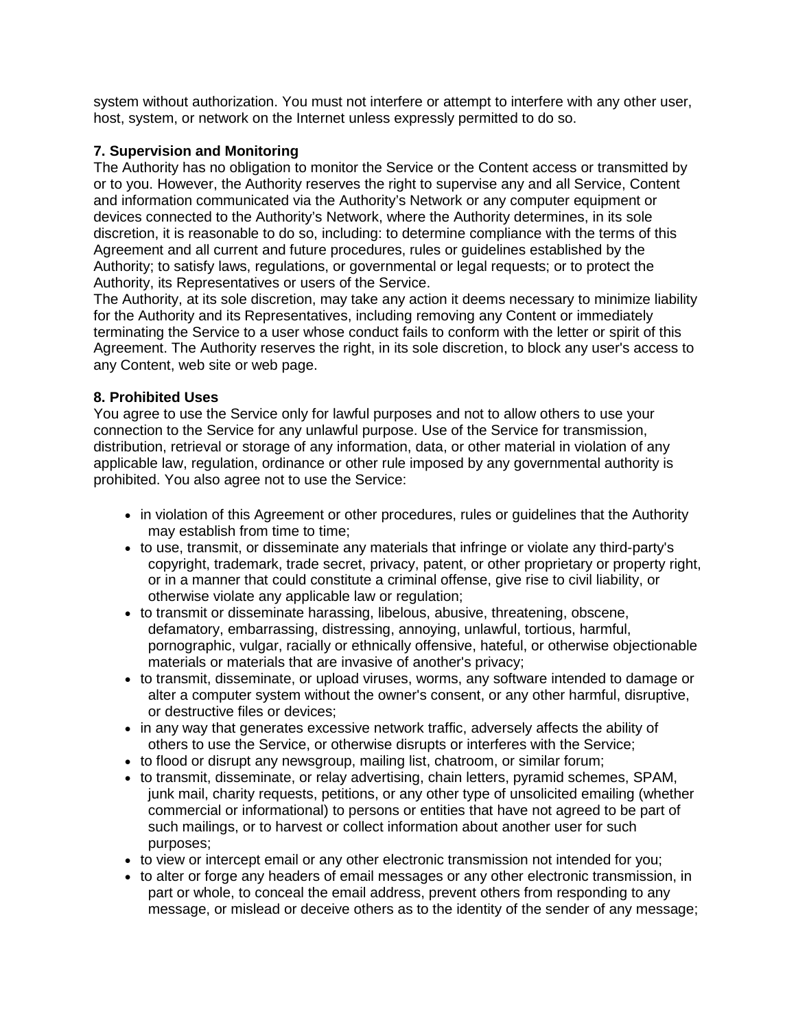system without authorization. You must not interfere or attempt to interfere with any other user, host, system, or network on the Internet unless expressly permitted to do so.

### 7. Supervision and Monitoring

The Authority has no obligation to monitor the Service or the Content access or transmitted by or to you. However, the Authority reserves the right to supervise any and all Service, Content and information communicated via the Authority's Network or any computer equipment or devices connected to the Authority's Network, where the Authority determines, in its sole discretion, it is reasonable to do so, including: to determine compliance with the terms of this Agreement and all current and future procedures, rules or guidelines established by the Authority; to satisfy laws, regulations, or governmental or legal requests; or to protect the Authority, its Representatives or users of the Service.

The Authority, at its sole discretion, may take any action it deems necessary to minimize liability for the Authority and its Representatives, including removing any Content or immediately terminating the Service to a user whose conduct fails to conform with the letter or spirit of this Agreement. The Authority reserves the right, in its sole discretion, to block any user's access to any Content, web site or web page.

### 8. Prohibited Uses

You agree to use the Service only for lawful purposes and not to allow others to use your connection to the Service for any unlawful purpose. Use of the Service for transmission, distribution, retrieval or storage of any information, data, or other material in violation of any applicable law, regulation, ordinance or other rule imposed by any governmental authority is prohibited. You also agree not to use the Service:

- in violation of this Agreement or other procedures, rules or guidelines that the Authority may establish from time to time;
- to use, transmit, or disseminate any materials that infringe or violate any third-party's copyright, trademark, trade secret, privacy, patent, or other proprietary or property right, or in a manner that could constitute a criminal offense, give rise to civil liability, or otherwise violate any applicable law or regulation;
- to transmit or disseminate harassing, libelous, abusive, threatening, obscene, defamatory, embarrassing, distressing, annoying, unlawful, tortious, harmful, pornographic, vulgar, racially or ethnically offensive, hateful, or otherwise objectionable materials or materials that are invasive of another's privacy;
- to transmit, disseminate, or upload viruses, worms, any software intended to damage or alter a computer system without the owner's consent, or any other harmful, disruptive, or destructive files or devices;
- in any way that generates excessive network traffic, adversely affects the ability of others to use the Service, or otherwise disrupts or interferes with the Service;
- to flood or disrupt any newsgroup, mailing list, chatroom, or similar forum;
- to transmit, disseminate, or relay advertising, chain letters, pyramid schemes, SPAM, junk mail, charity requests, petitions, or any other type of unsolicited emailing (whether commercial or informational) to persons or entities that have not agreed to be part of such mailings, or to harvest or collect information about another user for such purposes;
- to view or intercept email or any other electronic transmission not intended for you;
- to alter or forge any headers of email messages or any other electronic transmission, in part or whole, to conceal the email address, prevent others from responding to any message, or mislead or deceive others as to the identity of the sender of any message;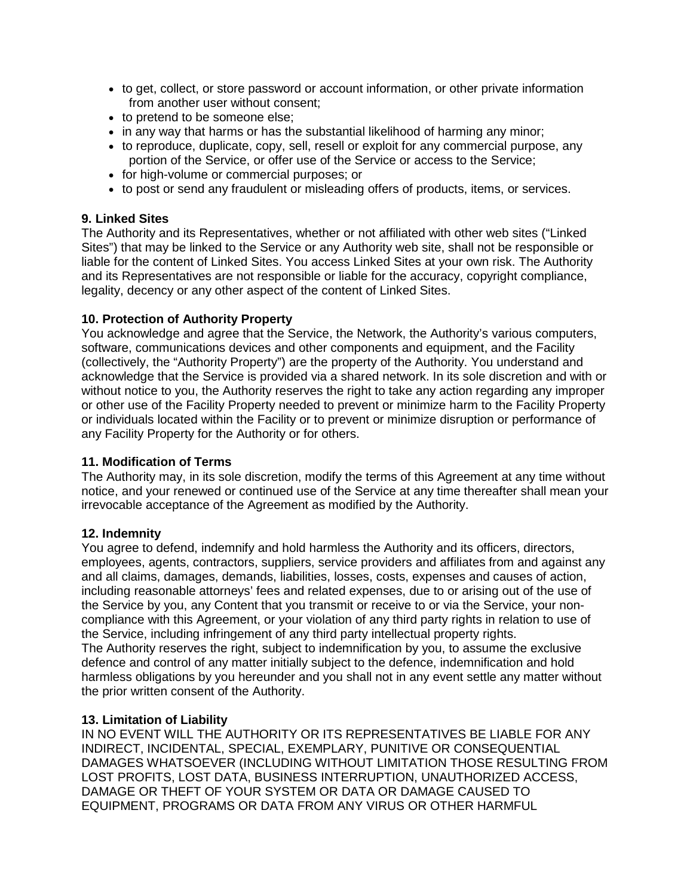- to get, collect, or store password or account information, or other private information from another user without consent;
- to pretend to be someone else;
- in any way that harms or has the substantial likelihood of harming any minor;
- to reproduce, duplicate, copy, sell, resell or exploit for any commercial purpose, any portion of the Service, or offer use of the Service or access to the Service;
- for high-volume or commercial purposes; or
- to post or send any fraudulent or misleading offers of products, items, or services.

**9. Linked Sites**
The Authority and its Representatives, whether or not affiliated with other web sites ("Linked Sites") that may be linked to the Service or any Authority web site, shall not be responsible or liable for the content of Linked Sites. You access Linked Sites at your own risk. The Authority and its Representatives are not responsible or liable for the accuracy, copyright compliance, legality, decency or any other aspect of the content of Linked Sites.

**10. Protection of Authority Property**
You acknowledge and agree that the Service, the Network, the Authority's various computers, software, communications devices and other components and equipment, and the Facility (collectively, the "Authority Property") are the property of the Authority. You understand and acknowledge that the Service is provided via a shared network. In its sole discretion and with or without notice to you, the Authority reserves the right to take any action regarding any improper or other use of the Facility Property needed to prevent or minimize harm to the Facility Property or individuals located within the Facility or to prevent or minimize disruption or performance of any Facility Property for the Authority or for others.

**11. Modification of Terms**
The Authority may, in its sole discretion, modify the terms of this Agreement at any time without notice, and your renewed or continued use of the Service at any time thereafter shall mean your irrevocable acceptance of the Agreement as modified by the Authority.

**12. Indemnity**
You agree to defend, indemnify and hold harmless the Authority and its officers, directors, employees, agents, contractors, suppliers, service providers and affiliates from and against any and all claims, damages, demands, liabilities, losses, costs, expenses and causes of action, including reasonable attorneys' fees and related expenses, due to or arising out of the use of the Service by you, any Content that you transmit or receive to or via the Service, your non-compliance with this Agreement, or your violation of any third party rights in relation to use of the Service, including infringement of any third party intellectual property rights.
The Authority reserves the right, subject to indemnification by you, to assume the exclusive defence and control of any matter initially subject to the defence, indemnification and hold harmless obligations by you hereunder and you shall not in any event settle any matter without the prior written consent of the Authority.

**13. Limitation of Liability**
IN NO EVENT WILL THE AUTHORITY OR ITS REPRESENTATIVES BE LIABLE FOR ANY INDIRECT, INCIDENTAL, SPECIAL, EXEMPLARY, PUNITIVE OR CONSEQUENTIAL DAMAGES WHATSOEVER (INCLUDING WITHOUT LIMITATION THOSE RESULTING FROM LOST PROFITS, LOST DATA, BUSINESS INTERRUPTION, UNAUTHORIZED ACCESS, DAMAGE OR THEFT OF YOUR SYSTEM OR DATA OR DAMAGE CAUSED TO EQUIPMENT, PROGRAMS OR DATA FROM ANY VIRUS OR OTHER HARMFUL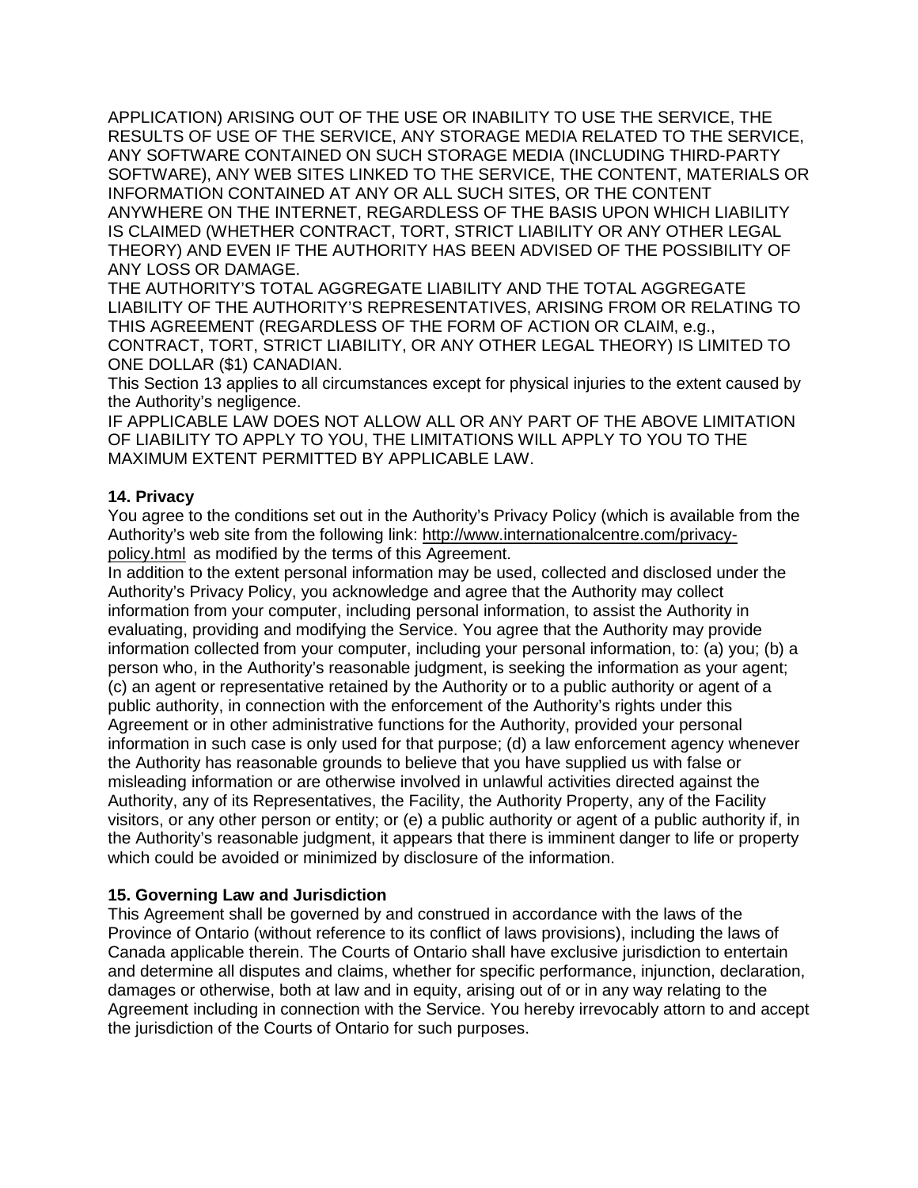APPLICATION) ARISING OUT OF THE USE OR INABILITY TO USE THE SERVICE, THE RESULTS OF USE OF THE SERVICE, ANY STORAGE MEDIA RELATED TO THE SERVICE, ANY SOFTWARE CONTAINED ON SUCH STORAGE MEDIA (INCLUDING THIRD-PARTY SOFTWARE), ANY WEB SITES LINKED TO THE SERVICE, THE CONTENT, MATERIALS OR INFORMATION CONTAINED AT ANY OR ALL SUCH SITES, OR THE CONTENT ANYWHERE ON THE INTERNET, REGARDLESS OF THE BASIS UPON WHICH LIABILITY IS CLAIMED (WHETHER CONTRACT, TORT, STRICT LIABILITY OR ANY OTHER LEGAL THEORY) AND EVEN IF THE AUTHORITY HAS BEEN ADVISED OF THE POSSIBILITY OF ANY LOSS OR DAMAGE.

THE AUTHORITY'S TOTAL AGGREGATE LIABILITY AND THE TOTAL AGGREGATE LIABILITY OF THE AUTHORITY'S REPRESENTATIVES, ARISING FROM OR RELATING TO THIS AGREEMENT (REGARDLESS OF THE FORM OF ACTION OR CLAIM, e.g., CONTRACT, TORT, STRICT LIABILITY, OR ANY OTHER LEGAL THEORY) IS LIMITED TO ONE DOLLAR ($1) CANADIAN.

This Section 13 applies to all circumstances except for physical injuries to the extent caused by the Authority's negligence.

IF APPLICABLE LAW DOES NOT ALLOW ALL OR ANY PART OF THE ABOVE LIMITATION OF LIABILITY TO APPLY TO YOU, THE LIMITATIONS WILL APPLY TO YOU TO THE MAXIMUM EXTENT PERMITTED BY APPLICABLE LAW.

**14. Privacy**

You agree to the conditions set out in the Authority's Privacy Policy (which is available from the Authority's web site from the following link: http://www.internationalcentre.com/privacy-policy.html as modified by the terms of this Agreement.

In addition to the extent personal information may be used, collected and disclosed under the Authority's Privacy Policy, you acknowledge and agree that the Authority may collect information from your computer, including personal information, to assist the Authority in evaluating, providing and modifying the Service. You agree that the Authority may provide information collected from your computer, including your personal information, to: (a) you; (b) a person who, in the Authority's reasonable judgment, is seeking the information as your agent; (c) an agent or representative retained by the Authority or to a public authority or agent of a public authority, in connection with the enforcement of the Authority's rights under this Agreement or in other administrative functions for the Authority, provided your personal information in such case is only used for that purpose; (d) a law enforcement agency whenever the Authority has reasonable grounds to believe that you have supplied us with false or misleading information or are otherwise involved in unlawful activities directed against the Authority, any of its Representatives, the Facility, the Authority Property, any of the Facility visitors, or any other person or entity; or (e) a public authority or agent of a public authority if, in the Authority's reasonable judgment, it appears that there is imminent danger to life or property which could be avoided or minimized by disclosure of the information.

**15. Governing Law and Jurisdiction**

This Agreement shall be governed by and construed in accordance with the laws of the Province of Ontario (without reference to its conflict of laws provisions), including the laws of Canada applicable therein. The Courts of Ontario shall have exclusive jurisdiction to entertain and determine all disputes and claims, whether for specific performance, injunction, declaration, damages or otherwise, both at law and in equity, arising out of or in any way relating to the Agreement including in connection with the Service. You hereby irrevocably attorn to and accept the jurisdiction of the Courts of Ontario for such purposes.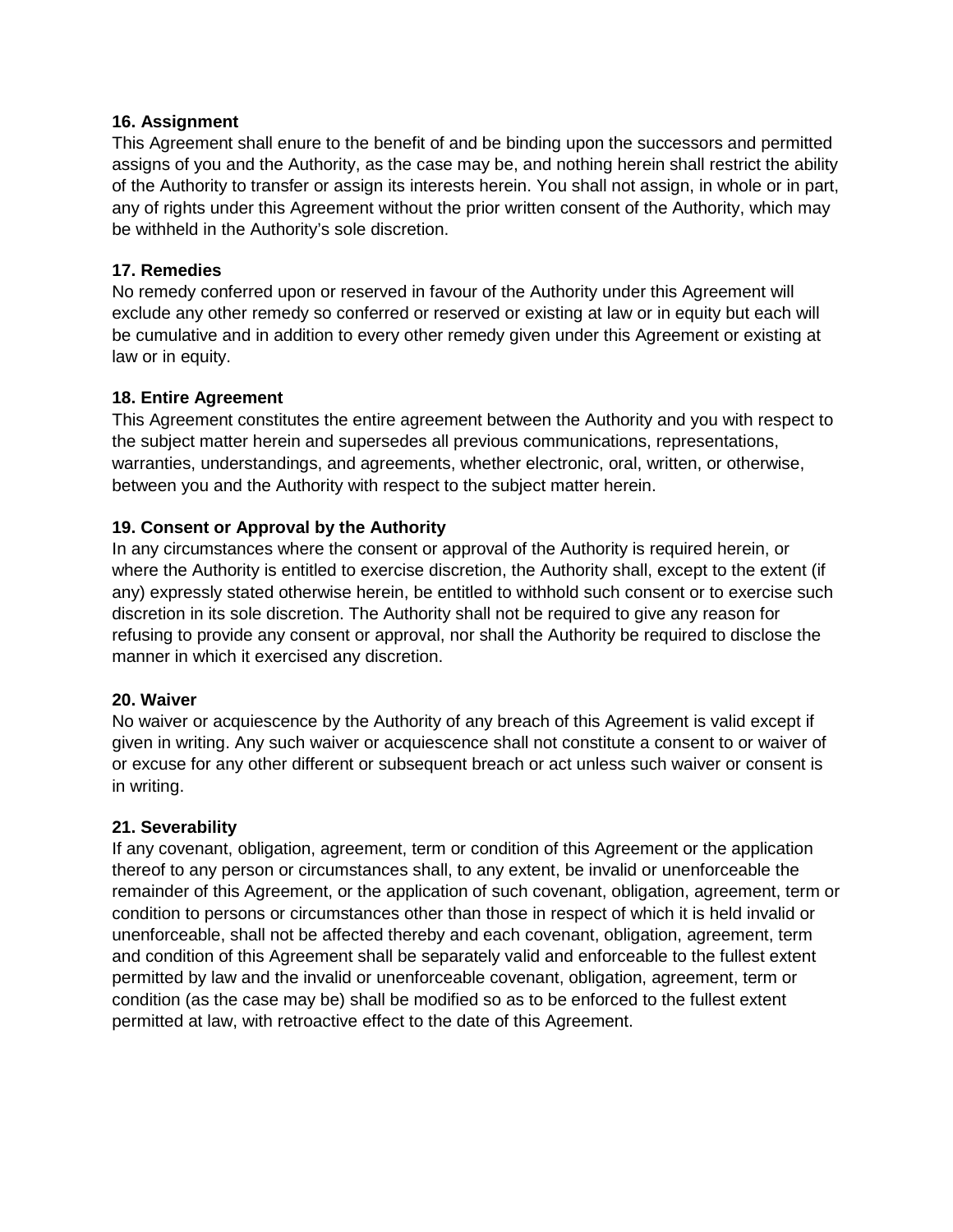**16. Assignment**

This Agreement shall enure to the benefit of and be binding upon the successors and permitted assigns of you and the Authority, as the case may be, and nothing herein shall restrict the ability of the Authority to transfer or assign its interests herein. You shall not assign, in whole or in part, any of rights under this Agreement without the prior written consent of the Authority, which may be withheld in the Authority's sole discretion.

**17. Remedies**

No remedy conferred upon or reserved in favour of the Authority under this Agreement will exclude any other remedy so conferred or reserved or existing at law or in equity but each will be cumulative and in addition to every other remedy given under this Agreement or existing at law or in equity.

**18. Entire Agreement**

This Agreement constitutes the entire agreement between the Authority and you with respect to the subject matter herein and supersedes all previous communications, representations, warranties, understandings, and agreements, whether electronic, oral, written, or otherwise, between you and the Authority with respect to the subject matter herein.

**19. Consent or Approval by the Authority**

In any circumstances where the consent or approval of the Authority is required herein, or where the Authority is entitled to exercise discretion, the Authority shall, except to the extent (if any) expressly stated otherwise herein, be entitled to withhold such consent or to exercise such discretion in its sole discretion. The Authority shall not be required to give any reason for refusing to provide any consent or approval, nor shall the Authority be required to disclose the manner in which it exercised any discretion.

**20. Waiver**

No waiver or acquiescence by the Authority of any breach of this Agreement is valid except if given in writing. Any such waiver or acquiescence shall not constitute a consent to or waiver of or excuse for any other different or subsequent breach or act unless such waiver or consent is in writing.

**21. Severability**

If any covenant, obligation, agreement, term or condition of this Agreement or the application thereof to any person or circumstances shall, to any extent, be invalid or unenforceable the remainder of this Agreement, or the application of such covenant, obligation, agreement, term or condition to persons or circumstances other than those in respect of which it is held invalid or unenforceable, shall not be affected thereby and each covenant, obligation, agreement, term and condition of this Agreement shall be separately valid and enforceable to the fullest extent permitted by law and the invalid or unenforceable covenant, obligation, agreement, term or condition (as the case may be) shall be modified so as to be enforced to the fullest extent permitted at law, with retroactive effect to the date of this Agreement.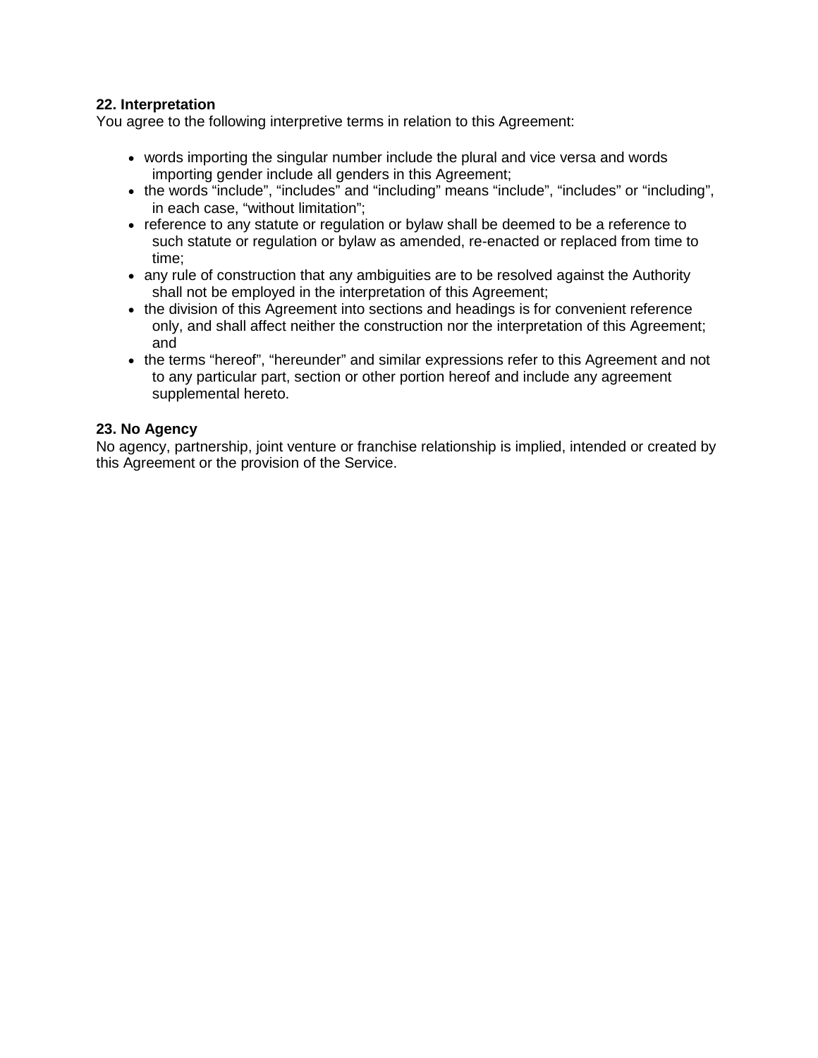**22. Interpretation**

You agree to the following interpretive terms in relation to this Agreement:

- words importing the singular number include the plural and vice versa and words importing gender include all genders in this Agreement;
- the words “include”, “includes” and “including” means “include”, “includes” or “including”, in each case, “without limitation”;
- reference to any statute or regulation or bylaw shall be deemed to be a reference to such statute or regulation or bylaw as amended, re-enacted or replaced from time to time;
- any rule of construction that any ambiguities are to be resolved against the Authority shall not be employed in the interpretation of this Agreement;
- the division of this Agreement into sections and headings is for convenient reference only, and shall affect neither the construction nor the interpretation of this Agreement; and
- the terms “hereof”, “hereunder” and similar expressions refer to this Agreement and not to any particular part, section or other portion hereof and include any agreement supplemental hereto.

**23. No Agency**

No agency, partnership, joint venture or franchise relationship is implied, intended or created by this Agreement or the provision of the Service.